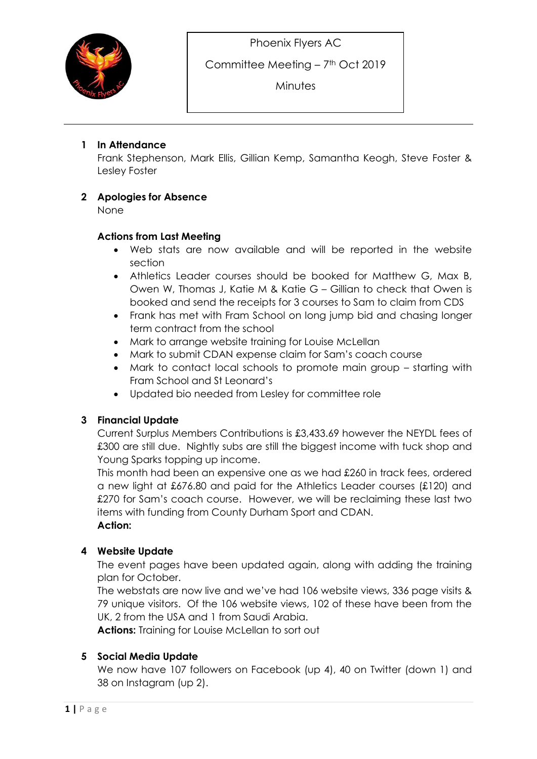# Phoenix Flyers AC

## Committee Meeting – 7th Oct 2019

## Minutes

---

**1 In Attendance**

Frank Stephenson, Mark Ellis, Gillian Kemp, Samantha Keogh, Steve Foster & Lesley Foster

**2 Apologies for Absence**

None

**Actions from Last Meeting**

- Web stats are now available and will be reported in the website section
- Athletics Leader courses should be booked for Matthew G, Max B, Owen W, Thomas J, Katie M & Katie G – Gillian to check that Owen is booked and send the receipts for 3 courses to Sam to claim from CDS
- Frank has met with Fram School on long jump bid and chasing longer term contract from the school
- Mark to arrange website training for Louise McLellan
- Mark to submit CDAN expense claim for Sam's coach course
- Mark to contact local schools to promote main group – starting with Fram School and St Leonard's
- Updated bio needed from Lesley for committee role

**3 Financial Update**

Current Surplus Members Contributions is £3,433.69 however the NEYDL fees of £300 are still due. Nightly subs are still the biggest income with tuck shop and Young Sparks topping up income.

This month had been an expensive one as we had £260 in track fees, ordered a new light at £676.80 and paid for the Athletics Leader courses (£120) and £270 for Sam's coach course. However, we will be reclaiming these last two items with funding from County Durham Sport and CDAN.

**Action:**

**4 Website Update**

The event pages have been updated again, along with adding the training plan for October.

The webstats are now live and we've had 106 website views, 336 page visits & 79 unique visitors. Of the 106 website views, 102 of these have been from the UK, 2 from the USA and 1 from Saudi Arabia.

**Actions:** Training for Louise McLellan to sort out

**5 Social Media Update**

We now have 107 followers on Facebook (up 4), 40 on Twitter (down 1) and 38 on Instagram (up 2).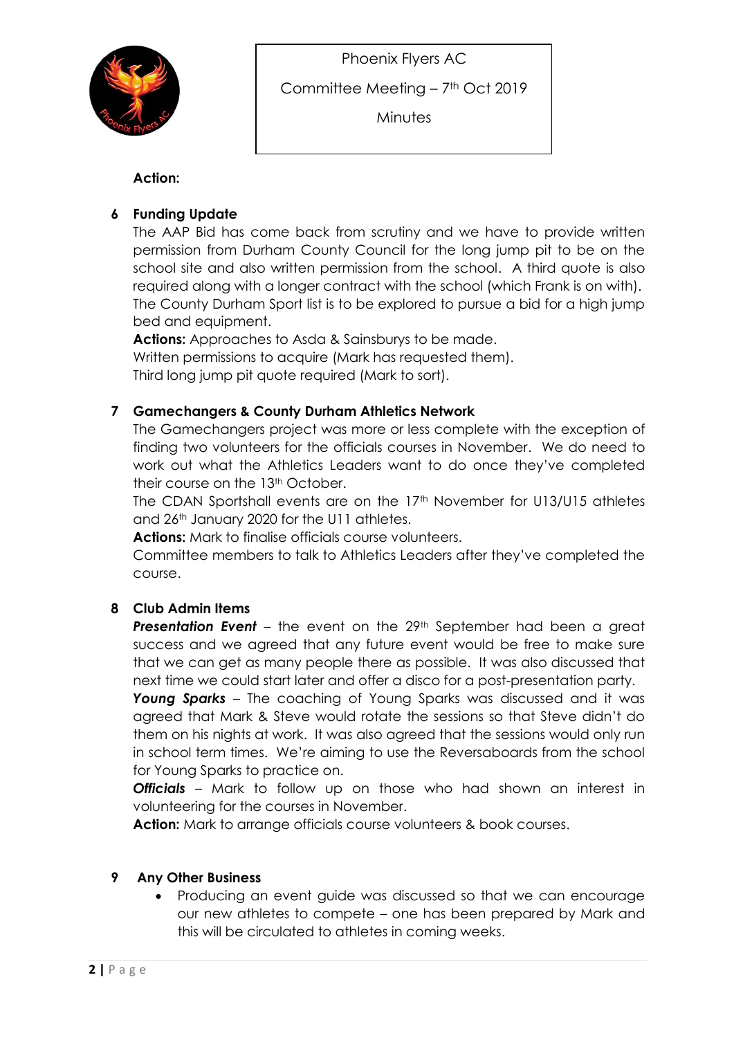Phoenix Flyers AC

Committee Meeting – 7th Oct 2019

Minutes

**Action:**

### 6 Funding Update

The AAP Bid has come back from scrutiny and we have to provide written permission from Durham County Council for the long jump pit to be on the school site and also written permission from the school. A third quote is also required along with a longer contract with the school (which Frank is on with). The County Durham Sport list is to be explored to pursue a bid for a high jump bed and equipment.

**Actions:** Approaches to Asda & Sainsburys to be made.
Written permissions to acquire (Mark has requested them).
Third long jump pit quote required (Mark to sort).

### 7 Gamechangers & County Durham Athletics Network

The Gamechangers project was more or less complete with the exception of finding two volunteers for the officials courses in November. We do need to work out what the Athletics Leaders want to do once they've completed their course on the 13th October.

The CDAN Sportshall events are on the 17th November for U13/U15 athletes and 26th January 2020 for the U11 athletes.

**Actions:** Mark to finalise officials course volunteers.
Committee members to talk to Athletics Leaders after they've completed the course.

### 8 Club Admin Items

***Presentation Event*** – the event on the 29th September had been a great success and we agreed that any future event would be free to make sure that we can get as many people there as possible. It was also discussed that next time we could start later and offer a disco for a post-presentation party.

***Young Sparks*** – The coaching of Young Sparks was discussed and it was agreed that Mark & Steve would rotate the sessions so that Steve didn't do them on his nights at work. It was also agreed that the sessions would only run in school term times. We're aiming to use the Reversaboards from the school for Young Sparks to practice on.

***Officials*** – Mark to follow up on those who had shown an interest in volunteering for the courses in November.

**Action:** Mark to arrange officials course volunteers & book courses.

### 9 Any Other Business

- Producing an event guide was discussed so that we can encourage our new athletes to compete – one has been prepared by Mark and this will be circulated to athletes in coming weeks.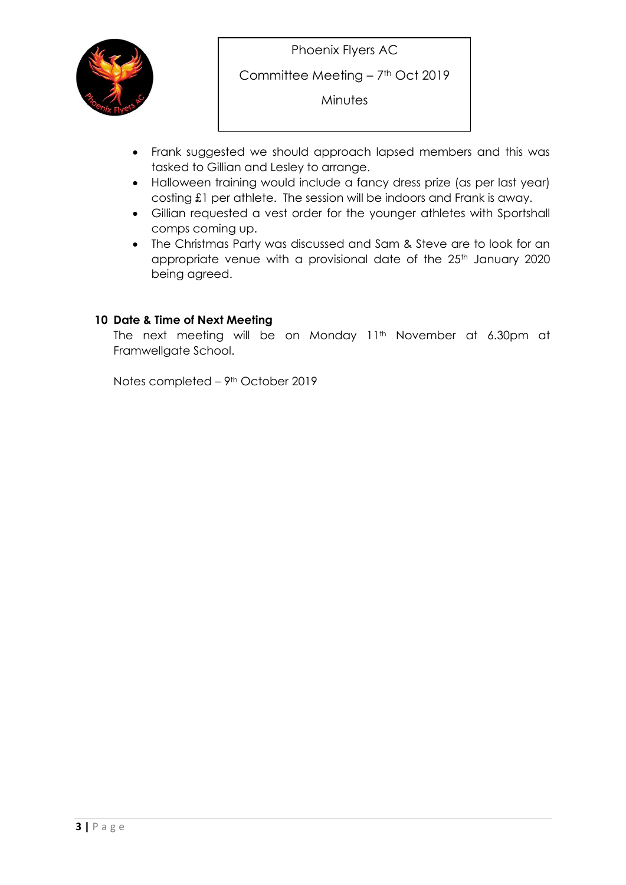Phoenix Flyers AC

Committee Meeting – 7th Oct 2019

Minutes

- Frank suggested we should approach lapsed members and this was tasked to Gillian and Lesley to arrange.
- Halloween training would include a fancy dress prize (as per last year) costing £1 per athlete. The session will be indoors and Frank is away.
- Gillian requested a vest order for the younger athletes with Sportshall comps coming up.
- The Christmas Party was discussed and Sam & Steve are to look for an appropriate venue with a provisional date of the 25th January 2020 being agreed.

**10 Date & Time of Next Meeting**

The next meeting will be on Monday 11th November at 6.30pm at Framwellgate School.

Notes completed – 9th October 2019